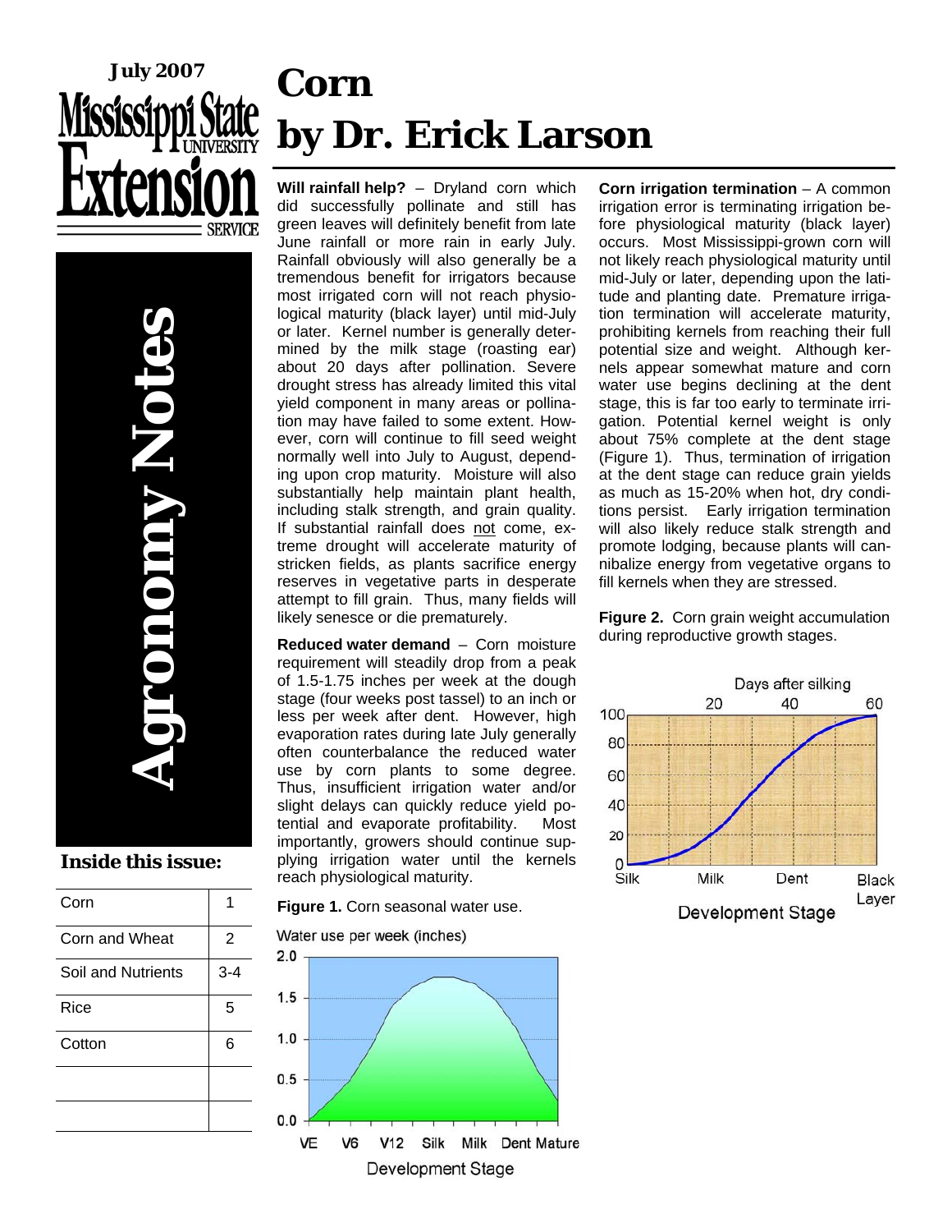July 2007

Mississippi State University Extension Service

# Agronomy Notes

**Inside this issue:**

| | |
|---|---|
| Corn | 1 |
| Corn and Wheat | 2 |
| Soil and Nutrients | 3-4 |
| Rice | 5 |
| Cotton | 6 |

# Corn
# by Dr. Erick Larson

**Will rainfall help?** – Dryland corn which did successfully pollinate and still has green leaves will definitely benefit from late June rainfall or more rain in early July. Rainfall obviously will also generally be a tremendous benefit for irrigators because most irrigated corn will not reach physiological maturity (black layer) until mid-July or later. Kernel number is generally determined by the milk stage (roasting ear) about 20 days after pollination. Severe drought stress has already limited this vital yield component in many areas or pollination may have failed to some extent. However, corn will continue to fill seed weight normally well into July to August, depending upon crop maturity. Moisture will also substantially help maintain plant health, including stalk strength, and grain quality. If substantial rainfall does not come, extreme drought will accelerate maturity of stricken fields, as plants sacrifice energy reserves in vegetative parts in desperate attempt to fill grain. Thus, many fields will likely senesce or die prematurely.

**Reduced water demand** – Corn moisture requirement will steadily drop from a peak of 1.5-1.75 inches per week at the dough stage (four weeks post tassel) to an inch or less per week after dent. However, high evaporation rates during late July generally often counterbalance the reduced water use by corn plants to some degree. Thus, insufficient irrigation water and/or slight delays can quickly reduce yield potential and evaporate profitability. Most importantly, growers should continue supplying irrigation water until the kernels reach physiological maturity.

**Figure 1.** Corn seasonal water use.

Water use per week (inches)
2.0
1.5
1.0
0.5
0.0
VE V6 V12 Silk Milk Dent Mature
Development Stage

**Corn irrigation termination** – A common irrigation error is terminating irrigation before physiological maturity (black layer) occurs. Most Mississippi-grown corn will not likely reach physiological maturity until mid-July or later, depending upon the latitude and planting date. Premature irrigation termination will accelerate maturity, prohibiting kernels from reaching their full potential size and weight. Although kernels appear somewhat mature and corn water use begins declining at the dent stage, this is far too early to terminate irrigation. Potential kernel weight is only about 75% complete at the dent stage (Figure 1). Thus, termination of irrigation at the dent stage can reduce grain yields as much as 15-20% when hot, dry conditions persist. Early irrigation termination will also likely reduce stalk strength and promote lodging, because plants will cannibalize energy from vegetative organs to fill kernels when they are stressed.

**Figure 2.** Corn grain weight accumulation during reproductive growth stages.

Days after silking
20 40 60
100
80
60
40
20
0
Silk Milk Dent Black Layer
Development Stage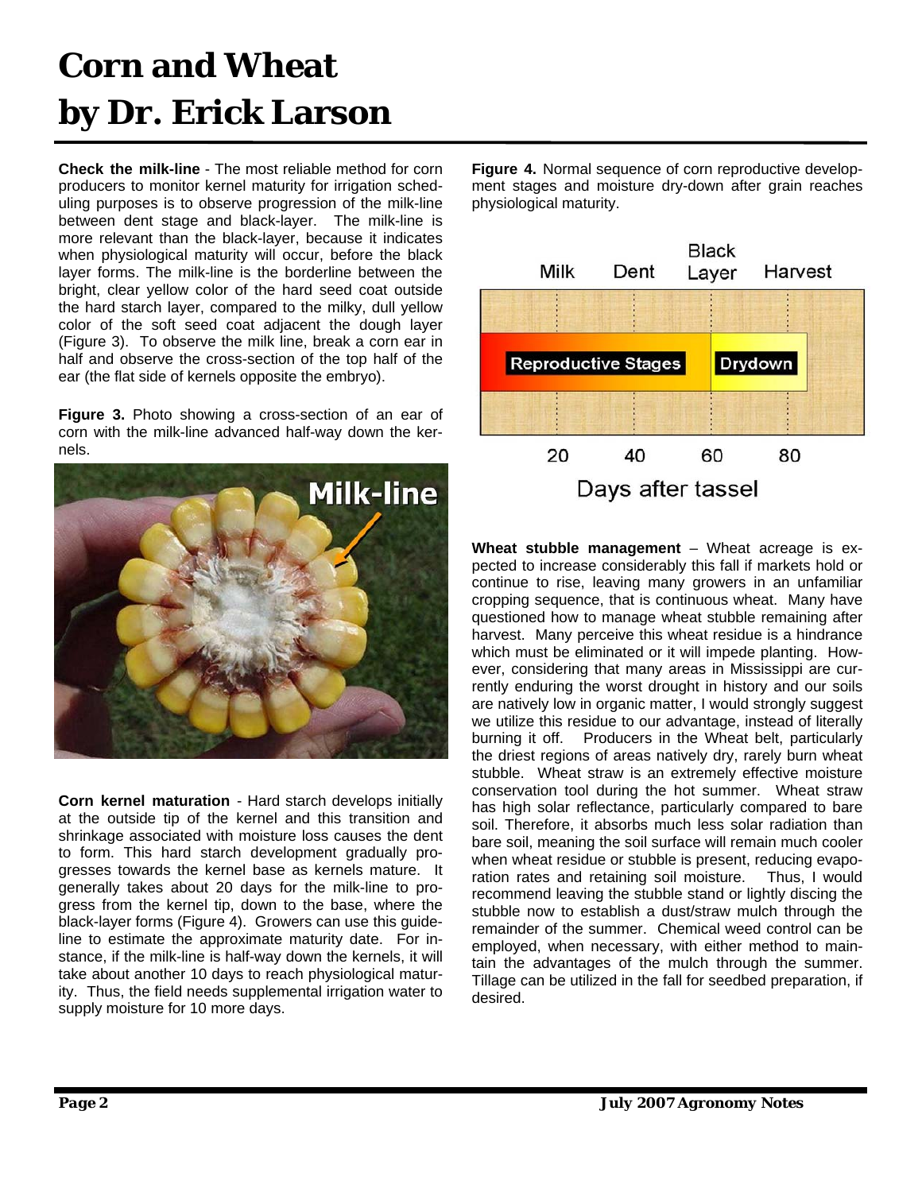# Corn and Wheat by Dr. Erick Larson

**Check the milk-line** - The most reliable method for corn producers to monitor kernel maturity for irrigation scheduling purposes is to observe progression of the milk-line between dent stage and black-layer. The milk-line is more relevant than the black-layer, because it indicates when physiological maturity will occur, before the black layer forms. The milk-line is the borderline between the bright, clear yellow color of the hard seed coat outside the hard starch layer, compared to the milky, dull yellow color of the soft seed coat adjacent the dough layer (Figure 3). To observe the milk line, break a corn ear in half and observe the cross-section of the top half of the ear (the flat side of kernels opposite the embryo).

**Figure 3.** Photo showing a cross-section of an ear of corn with the milk-line advanced half-way down the kernels.

Milk-line

**Corn kernel maturation** - Hard starch develops initially at the outside tip of the kernel and this transition and shrinkage associated with moisture loss causes the dent to form. This hard starch development gradually progresses towards the kernel base as kernels mature. It generally takes about 20 days for the milk-line to progress from the kernel tip, down to the base, where the black-layer forms (Figure 4). Growers can use this guideline to estimate the approximate maturity date. For instance, if the milk-line is half-way down the kernels, it will take about another 10 days to reach physiological maturity. Thus, the field needs supplemental irrigation water to supply moisture for 10 more days.

**Figure 4.** Normal sequence of corn reproductive development stages and moisture dry-down after grain reaches physiological maturity.

Milk
Dent
Black Layer
Harvest
Reproductive Stages
Drydown
20
40
60
80
Days after tassel

**Wheat stubble management** – Wheat acreage is expected to increase considerably this fall if markets hold or continue to rise, leaving many growers in an unfamiliar cropping sequence, that is continuous wheat. Many have questioned how to manage wheat stubble remaining after harvest. Many perceive this wheat residue is a hindrance which must be eliminated or it will impede planting. However, considering that many areas in Mississippi are currently enduring the worst drought in history and our soils are natively low in organic matter, I would strongly suggest we utilize this residue to our advantage, instead of literally burning it off. Producers in the Wheat belt, particularly the driest regions of areas natively dry, rarely burn wheat stubble. Wheat straw is an extremely effective moisture conservation tool during the hot summer. Wheat straw has high solar reflectance, particularly compared to bare soil. Therefore, it absorbs much less solar radiation than bare soil, meaning the soil surface will remain much cooler when wheat residue or stubble is present, reducing evaporation rates and retaining soil moisture. Thus, I would recommend leaving the stubble stand or lightly discing the stubble now to establish a dust/straw mulch through the remainder of the summer. Chemical weed control can be employed, when necessary, with either method to maintain the advantages of the mulch through the summer. Tillage can be utilized in the fall for seedbed preparation, if desired.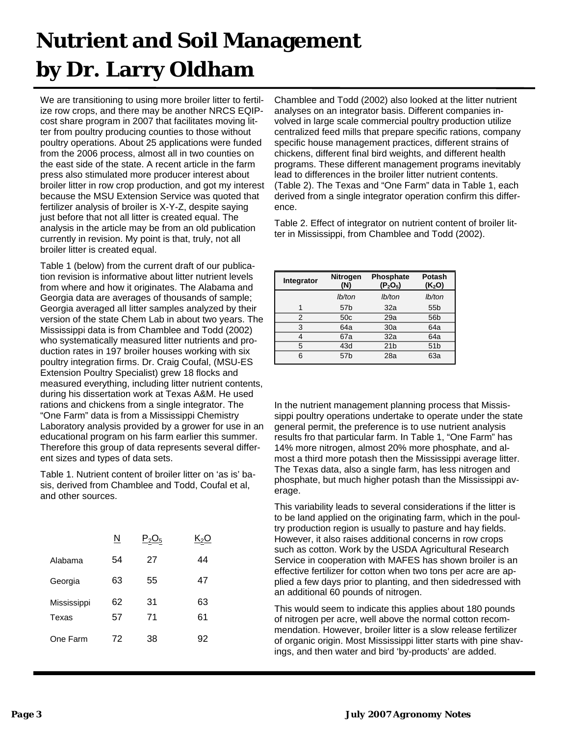# Nutrient and Soil Management by Dr. Larry Oldham

We are transitioning to using more broiler litter to fertilize row crops, and there may be another NRCS EQIP-cost share program in 2007 that facilitates moving litter from poultry producing counties to those without poultry operations. About 25 applications were funded from the 2006 process, almost all in two counties on the east side of the state. A recent article in the farm press also stimulated more producer interest about broiler litter in row crop production, and got my interest because the MSU Extension Service was quoted that fertilizer analysis of broiler is X-Y-Z, despite saying just before that not all litter is created equal. The analysis in the article may be from an old publication currently in revision. My point is that, truly, not all broiler litter is created equal.

Table 1 (below) from the current draft of our publication revision is informative about litter nutrient levels from where and how it originates. The Alabama and Georgia data are averages of thousands of sample; Georgia averaged all litter samples analyzed by their version of the state Chem Lab in about two years. The Mississippi data is from Chamblee and Todd (2002) who systematically measured litter nutrients and production rates in 197 broiler houses working with six poultry integration firms. Dr. Craig Coufal, (MSU-ES Extension Poultry Specialist) grew 18 flocks and measured everything, including litter nutrient contents, during his dissertation work at Texas A&M. He used rations and chickens from a single integrator. The "One Farm" data is from a Mississippi Chemistry Laboratory analysis provided by a grower for use in an educational program on his farm earlier this summer. Therefore this group of data represents several different sizes and types of data sets.

Table 1. Nutrient content of broiler litter on 'as is' basis, derived from Chamblee and Todd, Coufal et al, and other sources.

| | N | $P_2O_5$ | $K_2O$ |
|---|---|---|---|
| Alabama | 54 | 27 | 44 |
| Georgia | 63 | 55 | 47 |
| Mississippi | 62 | 31 | 63 |
| Texas | 57 | 71 | 61 |
| One Farm | 72 | 38 | 92 |

Chamblee and Todd (2002) also looked at the litter nutrient analyses on an integrator basis. Different companies involved in large scale commercial poultry production utilize centralized feed mills that prepare specific rations, company specific house management practices, different strains of chickens, different final bird weights, and different health programs. These different management programs inevitably lead to differences in the broiler litter nutrient contents. (Table 2). The Texas and "One Farm" data in Table 1, each derived from a single integrator operation confirm this difference.

Table 2. Effect of integrator on nutrient content of broiler litter in Mississippi, from Chamblee and Todd (2002).

| Integrator | Nitrogen (N) | Phosphate ($P_2O_5$) | Potash ($K_2O$) |
|---|---|---|---|
| | *lb/ton* | *lb/ton* | *lb/ton* |
| 1 | 57b | 32a | 55b |
| 2 | 50c | 29a | 56b |
| 3 | 64a | 30a | 64a |
| 4 | 67a | 32a | 64a |
| 5 | 43d | 21b | 51b |
| 6 | 57b | 28a | 63a |

In the nutrient management planning process that Mississippi poultry operations undertake to operate under the state general permit, the preference is to use nutrient analysis results fro that particular farm. In Table 1, "One Farm" has 14% more nitrogen, almost 20% more phosphate, and almost a third more potash then the Mississippi average litter. The Texas data, also a single farm, has less nitrogen and phosphate, but much higher potash than the Mississippi average.

This variability leads to several considerations if the litter is to be land applied on the originating farm, which in the poultry production region is usually to pasture and hay fields. However, it also raises additional concerns in row crops such as cotton. Work by the USDA Agricultural Research Service in cooperation with MAFES has shown broiler is an effective fertilizer for cotton when two tons per acre are applied a few days prior to planting, and then sidedressed with an additional 60 pounds of nitrogen.

This would seem to indicate this applies about 180 pounds of nitrogen per acre, well above the normal cotton recommendation. However, broiler litter is a slow release fertilizer of organic origin. Most Mississippi litter starts with pine shavings, and then water and bird 'by-products' are added.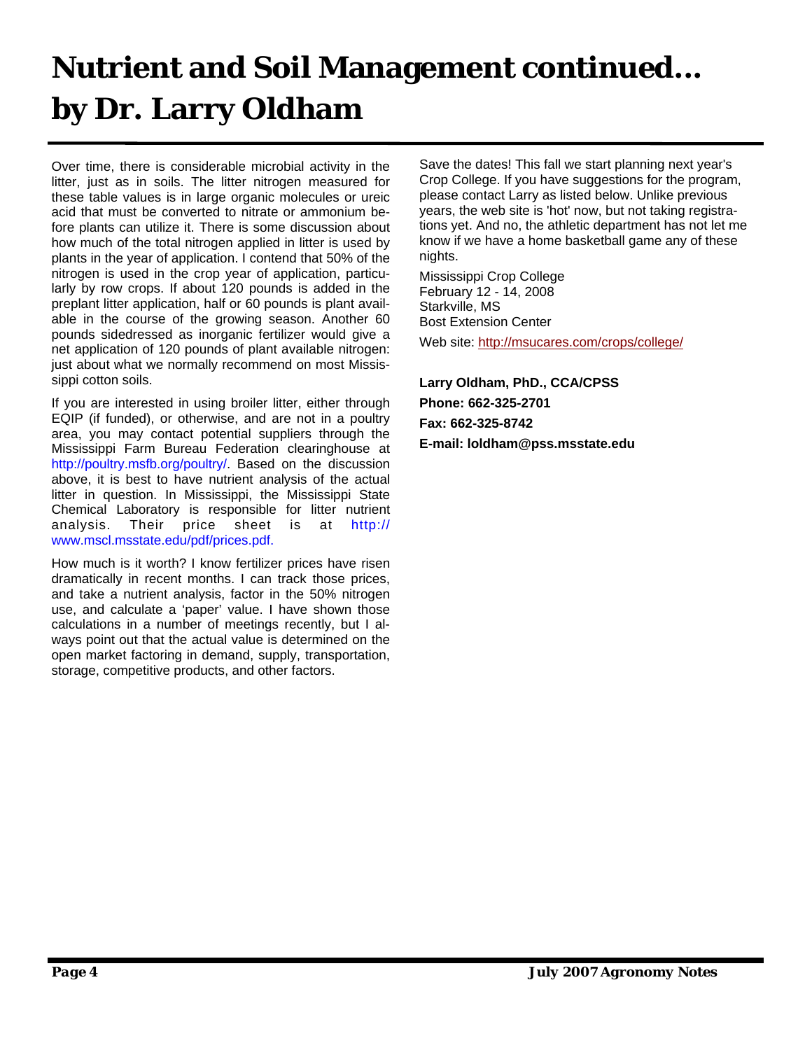# Nutrient and Soil Management continued... by Dr. Larry Oldham

Over time, there is considerable microbial activity in the litter, just as in soils. The litter nitrogen measured for these table values is in large organic molecules or ureic acid that must be converted to nitrate or ammonium before plants can utilize it. There is some discussion about how much of the total nitrogen applied in litter is used by plants in the year of application. I contend that 50% of the nitrogen is used in the crop year of application, particularly by row crops. If about 120 pounds is added in the preplant litter application, half or 60 pounds is plant available in the course of the growing season. Another 60 pounds sidedressed as inorganic fertilizer would give a net application of 120 pounds of plant available nitrogen: just about what we normally recommend on most Mississippi cotton soils.

If you are interested in using broiler litter, either through EQIP (if funded), or otherwise, and are not in a poultry area, you may contact potential suppliers through the Mississippi Farm Bureau Federation clearinghouse at http://poultry.msfb.org/poultry/. Based on the discussion above, it is best to have nutrient analysis of the actual litter in question. In Mississippi, the Mississippi State Chemical Laboratory is responsible for litter nutrient analysis. Their price sheet is at http://www.mscl.msstate.edu/pdf/prices.pdf.

How much is it worth? I know fertilizer prices have risen dramatically in recent months. I can track those prices, and take a nutrient analysis, factor in the 50% nitrogen use, and calculate a 'paper' value. I have shown those calculations in a number of meetings recently, but I always point out that the actual value is determined on the open market factoring in demand, supply, transportation, storage, competitive products, and other factors.

Save the dates! This fall we start planning next year's Crop College. If you have suggestions for the program, please contact Larry as listed below. Unlike previous years, the web site is 'hot' now, but not taking registrations yet. And no, the athletic department has not let me know if we have a home basketball game any of these nights.

Mississippi Crop College
February 12 - 14, 2008
Starkville, MS
Bost Extension Center

Web site: http://msucares.com/crops/college/

**Larry Oldham, PhD., CCA/CPSS**

**Phone: 662-325-2701**

**Fax: 662-325-8742**

**E-mail: loldham@pss.msstate.edu**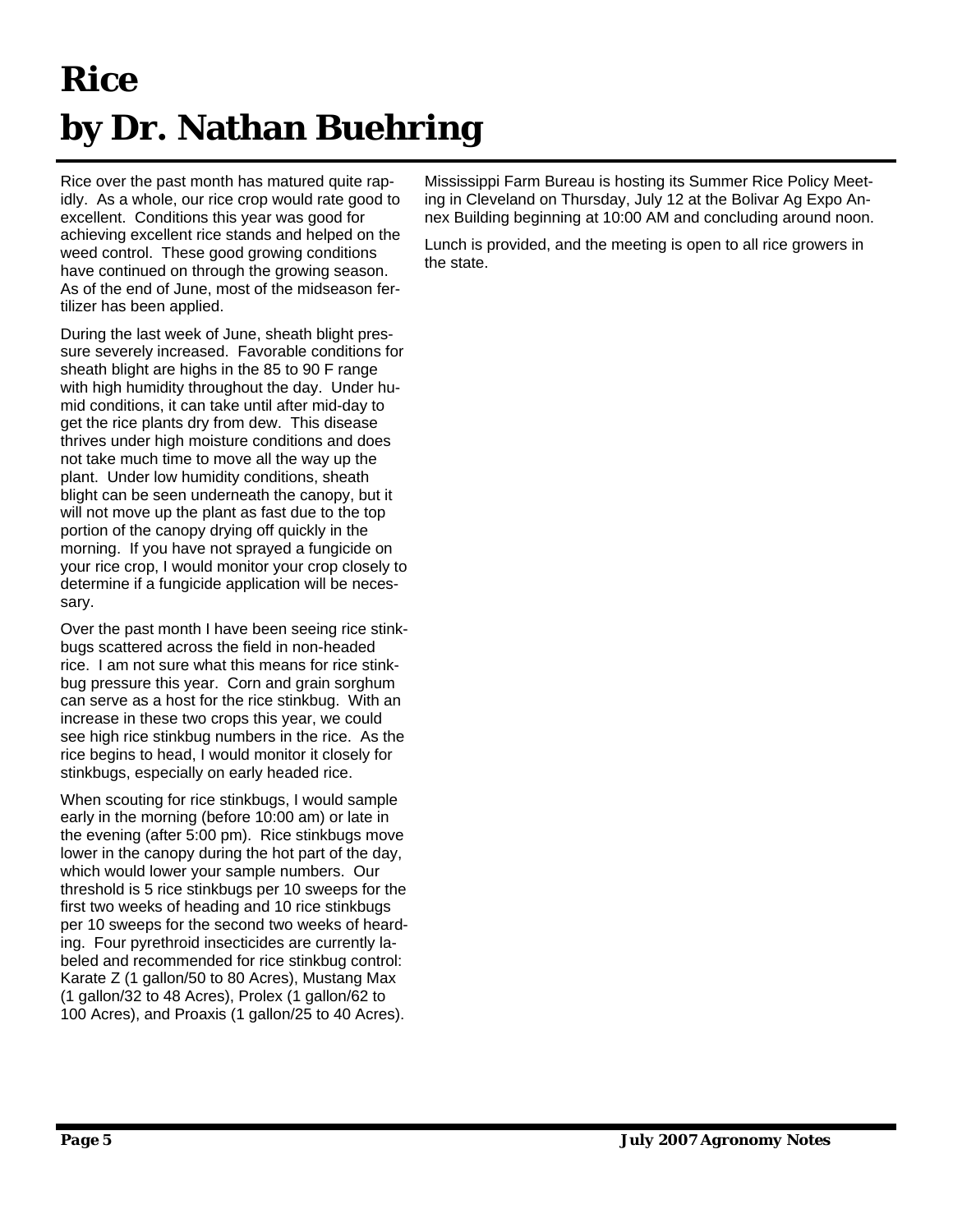# Rice
# by Dr. Nathan Buehring

Rice over the past month has matured quite rapidly. As a whole, our rice crop would rate good to excellent. Conditions this year was good for achieving excellent rice stands and helped on the weed control. These good growing conditions have continued on through the growing season. As of the end of June, most of the midseason fertilizer has been applied.

During the last week of June, sheath blight pressure severely increased. Favorable conditions for sheath blight are highs in the 85 to 90 F range with high humidity throughout the day. Under humid conditions, it can take until after mid-day to get the rice plants dry from dew. This disease thrives under high moisture conditions and does not take much time to move all the way up the plant. Under low humidity conditions, sheath blight can be seen underneath the canopy, but it will not move up the plant as fast due to the top portion of the canopy drying off quickly in the morning. If you have not sprayed a fungicide on your rice crop, I would monitor your crop closely to determine if a fungicide application will be necessary.

Over the past month I have been seeing rice stinkbugs scattered across the field in non-headed rice. I am not sure what this means for rice stinkbug pressure this year. Corn and grain sorghum can serve as a host for the rice stinkbug. With an increase in these two crops this year, we could see high rice stinkbug numbers in the rice. As the rice begins to head, I would monitor it closely for stinkbugs, especially on early headed rice.

When scouting for rice stinkbugs, I would sample early in the morning (before 10:00 am) or late in the evening (after 5:00 pm). Rice stinkbugs move lower in the canopy during the hot part of the day, which would lower your sample numbers. Our threshold is 5 rice stinkbugs per 10 sweeps for the first two weeks of heading and 10 rice stinkbugs per 10 sweeps for the second two weeks of hearding. Four pyrethroid insecticides are currently labeled and recommended for rice stinkbug control: Karate Z (1 gallon/50 to 80 Acres), Mustang Max (1 gallon/32 to 48 Acres), Prolex (1 gallon/62 to 100 Acres), and Proaxis (1 gallon/25 to 40 Acres).

Mississippi Farm Bureau is hosting its Summer Rice Policy Meeting in Cleveland on Thursday, July 12 at the Bolivar Ag Expo Annex Building beginning at 10:00 AM and concluding around noon.

Lunch is provided, and the meeting is open to all rice growers in the state.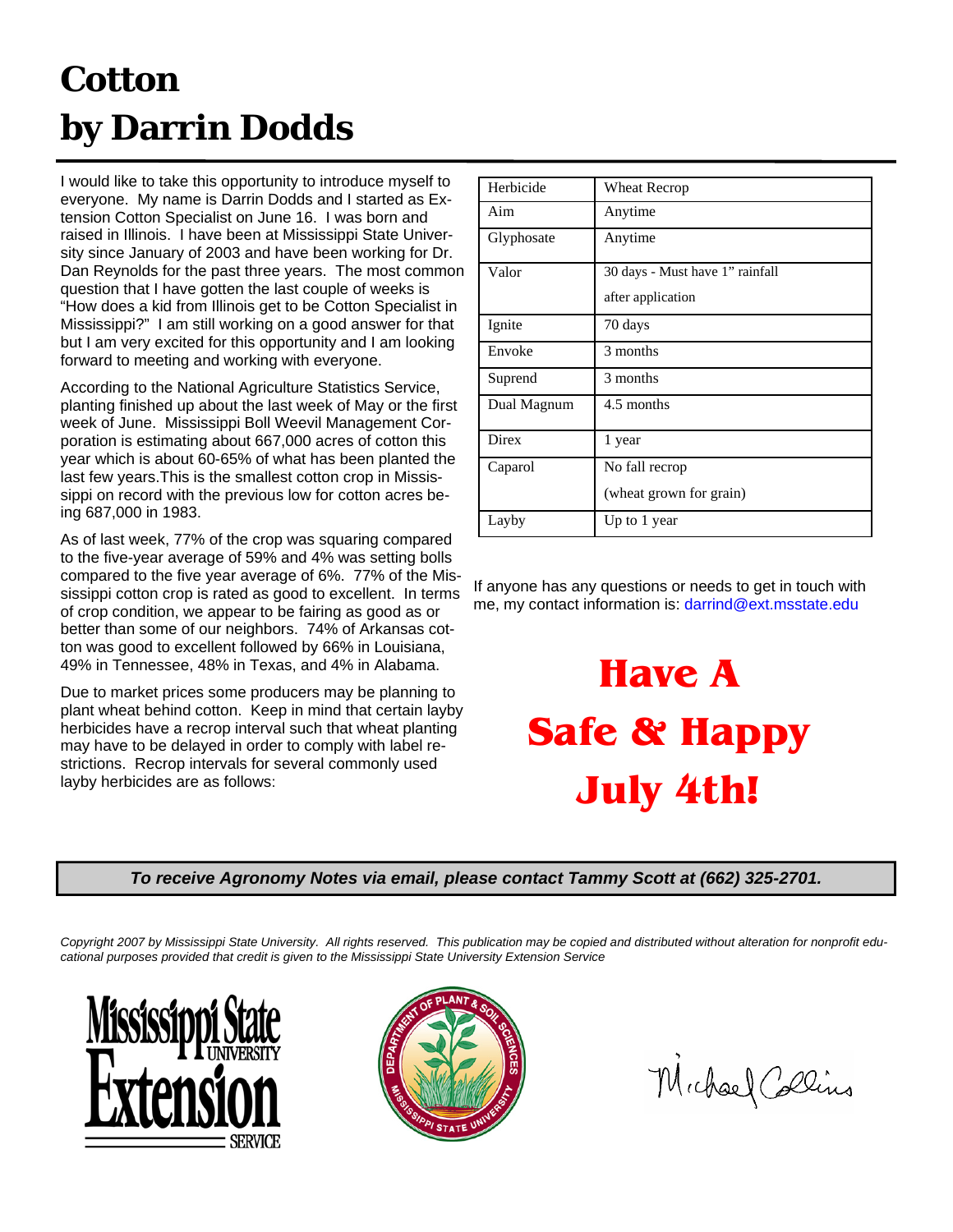# Cotton
# by Darrin Dodds

I would like to take this opportunity to introduce myself to everyone. My name is Darrin Dodds and I started as Extension Cotton Specialist on June 16. I was born and raised in Illinois. I have been at Mississippi State University since January of 2003 and have been working for Dr. Dan Reynolds for the past three years. The most common question that I have gotten the last couple of weeks is "How does a kid from Illinois get to be Cotton Specialist in Mississippi?" I am still working on a good answer for that but I am very excited for this opportunity and I am looking forward to meeting and working with everyone.

According to the National Agriculture Statistics Service, planting finished up about the last week of May or the first week of June. Mississippi Boll Weevil Management Corporation is estimating about 667,000 acres of cotton this year which is about 60-65% of what has been planted the last few years.This is the smallest cotton crop in Mississippi on record with the previous low for cotton acres being 687,000 in 1983.

As of last week, 77% of the crop was squaring compared to the five-year average of 59% and 4% was setting bolls compared to the five year average of 6%. 77% of the Mississippi cotton crop is rated as good to excellent. In terms of crop condition, we appear to be fairing as good as or better than some of our neighbors. 74% of Arkansas cotton was good to excellent followed by 66% in Louisiana, 49% in Tennessee, 48% in Texas, and 4% in Alabama.

Due to market prices some producers may be planning to plant wheat behind cotton. Keep in mind that certain layby herbicides have a recrop interval such that wheat planting may have to be delayed in order to comply with label restrictions. Recrop intervals for several commonly used layby herbicides are as follows:

| Herbicide | Wheat Recrop |
|---|---|
| Aim | Anytime |
| Glyphosate | Anytime |
| Valor | 30 days - Must have 1" rainfall after application |
| Ignite | 70 days |
| Envoke | 3 months |
| Suprend | 3 months |
| Dual Magnum | 4.5 months |
| Direx | 1 year |
| Caparol | No fall recrop (wheat grown for grain) |
| Layby | Up to 1 year |

If anyone has any questions or needs to get in touch with me, my contact information is: darrind@ext.msstate.edu

**Have A Safe & Happy July 4th!**

***To receive Agronomy Notes via email, please contact Tammy Scott at (662) 325-2701.***

*Copyright 2007 by Mississippi State University. All rights reserved. This publication may be copied and distributed without alteration for nonprofit educational purposes provided that credit is given to the Mississippi State University Extension Service*

Mississippi State University Extension Service

Department of Plant & Soil Sciences, Mississippi State University

Michael Collins